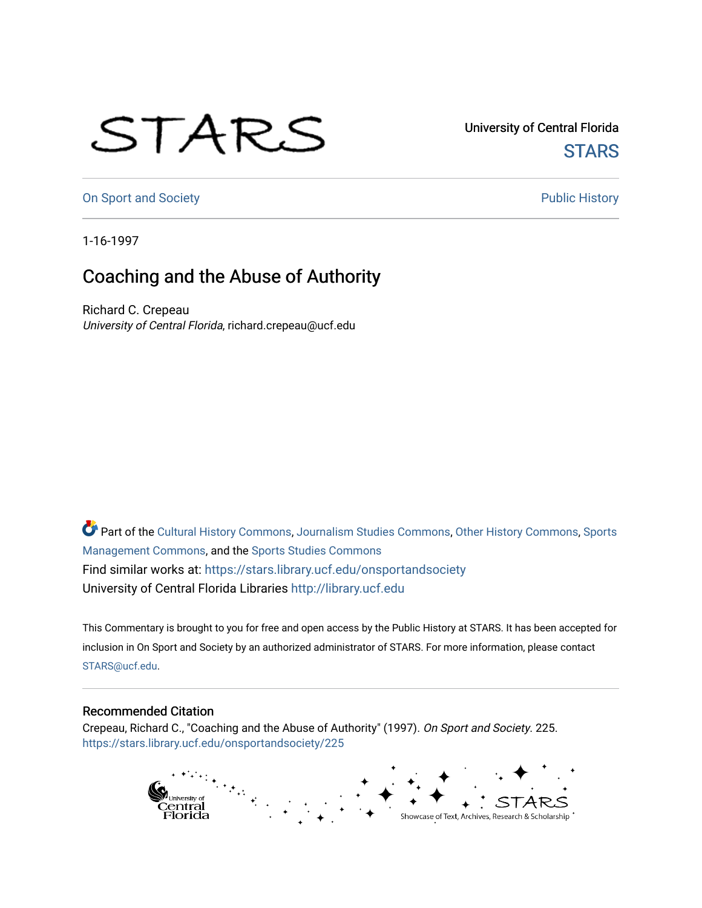University of Central Florida

STARS

On Sport and Society

Public History

1-16-1997

# Coaching and the Abuse of Authority

Richard C. Crepeau
*University of Central Florida*, richard.crepeau@ucf.edu

Part of the Cultural History Commons, Journalism Studies Commons, Other History Commons, Sports Management Commons, and the Sports Studies Commons

Find similar works at: https://stars.library.ucf.edu/onsportandsociety

University of Central Florida Libraries http://library.ucf.edu

This Commentary is brought to you for free and open access by the Public History at STARS. It has been accepted for inclusion in On Sport and Society by an authorized administrator of STARS. For more information, please contact STARS@ucf.edu.

## Recommended Citation

Crepeau, Richard C., "Coaching and the Abuse of Authority" (1997). *On Sport and Society*. 225.
https://stars.library.ucf.edu/onsportandsociety/225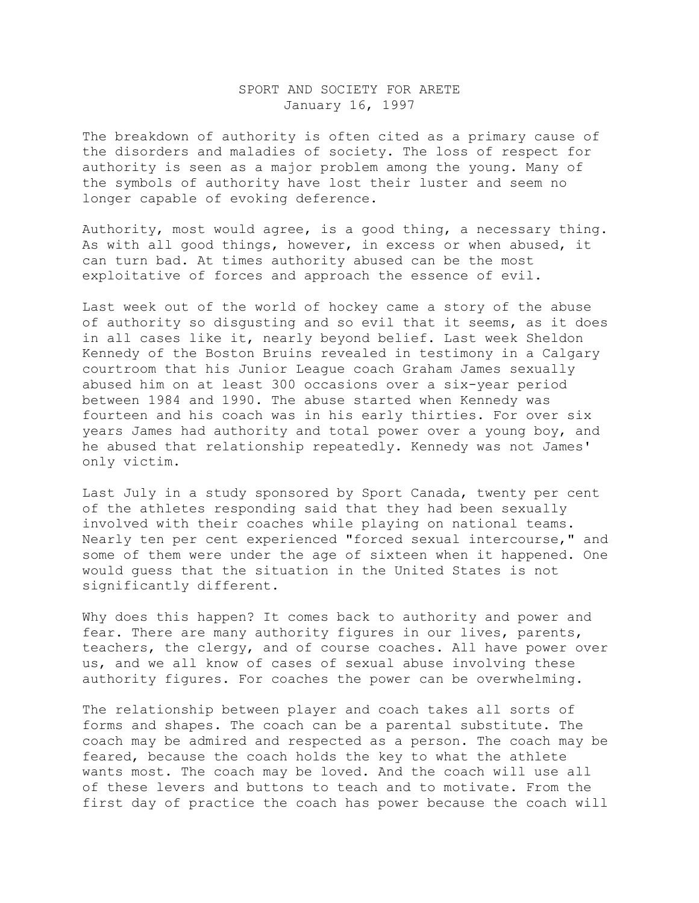SPORT AND SOCIETY FOR ARETE
January 16, 1997

The breakdown of authority is often cited as a primary cause of the disorders and maladies of society. The loss of respect for authority is seen as a major problem among the young. Many of the symbols of authority have lost their luster and seem no longer capable of evoking deference.

Authority, most would agree, is a good thing, a necessary thing. As with all good things, however, in excess or when abused, it can turn bad. At times authority abused can be the most exploitative of forces and approach the essence of evil.

Last week out of the world of hockey came a story of the abuse of authority so disgusting and so evil that it seems, as it does in all cases like it, nearly beyond belief. Last week Sheldon Kennedy of the Boston Bruins revealed in testimony in a Calgary courtroom that his Junior League coach Graham James sexually abused him on at least 300 occasions over a six-year period between 1984 and 1990. The abuse started when Kennedy was fourteen and his coach was in his early thirties. For over six years James had authority and total power over a young boy, and he abused that relationship repeatedly. Kennedy was not James' only victim.

Last July in a study sponsored by Sport Canada, twenty per cent of the athletes responding said that they had been sexually involved with their coaches while playing on national teams. Nearly ten per cent experienced "forced sexual intercourse," and some of them were under the age of sixteen when it happened. One would guess that the situation in the United States is not significantly different.

Why does this happen? It comes back to authority and power and fear. There are many authority figures in our lives, parents, teachers, the clergy, and of course coaches. All have power over us, and we all know of cases of sexual abuse involving these authority figures. For coaches the power can be overwhelming.

The relationship between player and coach takes all sorts of forms and shapes. The coach can be a parental substitute. The coach may be admired and respected as a person. The coach may be feared, because the coach holds the key to what the athlete wants most. The coach may be loved. And the coach will use all of these levers and buttons to teach and to motivate. From the first day of practice the coach has power because the coach will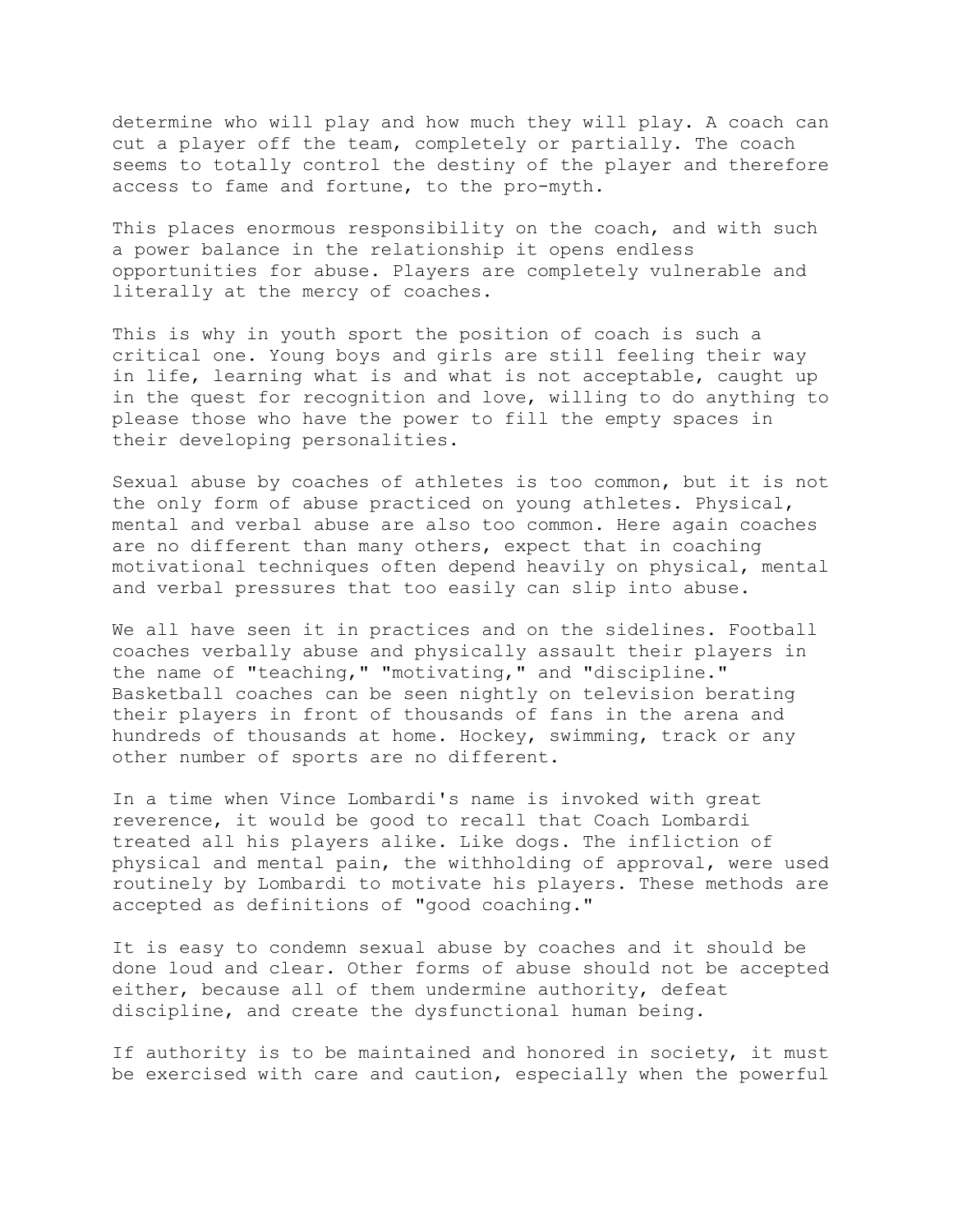determine who will play and how much they will play. A coach can cut a player off the team, completely or partially. The coach seems to totally control the destiny of the player and therefore access to fame and fortune, to the pro-myth.

This places enormous responsibility on the coach, and with such a power balance in the relationship it opens endless opportunities for abuse. Players are completely vulnerable and literally at the mercy of coaches.

This is why in youth sport the position of coach is such a critical one. Young boys and girls are still feeling their way in life, learning what is and what is not acceptable, caught up in the quest for recognition and love, willing to do anything to please those who have the power to fill the empty spaces in their developing personalities.

Sexual abuse by coaches of athletes is too common, but it is not the only form of abuse practiced on young athletes. Physical, mental and verbal abuse are also too common. Here again coaches are no different than many others, expect that in coaching motivational techniques often depend heavily on physical, mental and verbal pressures that too easily can slip into abuse.

We all have seen it in practices and on the sidelines. Football coaches verbally abuse and physically assault their players in the name of "teaching," "motivating," and "discipline." Basketball coaches can be seen nightly on television berating their players in front of thousands of fans in the arena and hundreds of thousands at home. Hockey, swimming, track or any other number of sports are no different.

In a time when Vince Lombardi's name is invoked with great reverence, it would be good to recall that Coach Lombardi treated all his players alike. Like dogs. The infliction of physical and mental pain, the withholding of approval, were used routinely by Lombardi to motivate his players. These methods are accepted as definitions of "good coaching."

It is easy to condemn sexual abuse by coaches and it should be done loud and clear. Other forms of abuse should not be accepted either, because all of them undermine authority, defeat discipline, and create the dysfunctional human being.

If authority is to be maintained and honored in society, it must be exercised with care and caution, especially when the powerful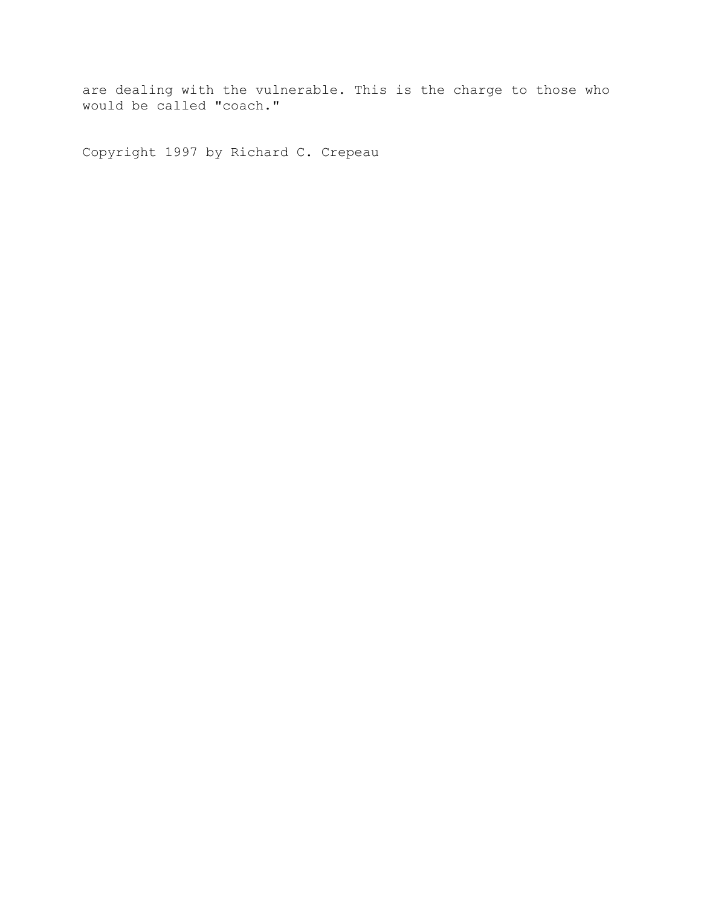are dealing with the vulnerable. This is the charge to those who would be called "coach."

Copyright 1997 by Richard C. Crepeau